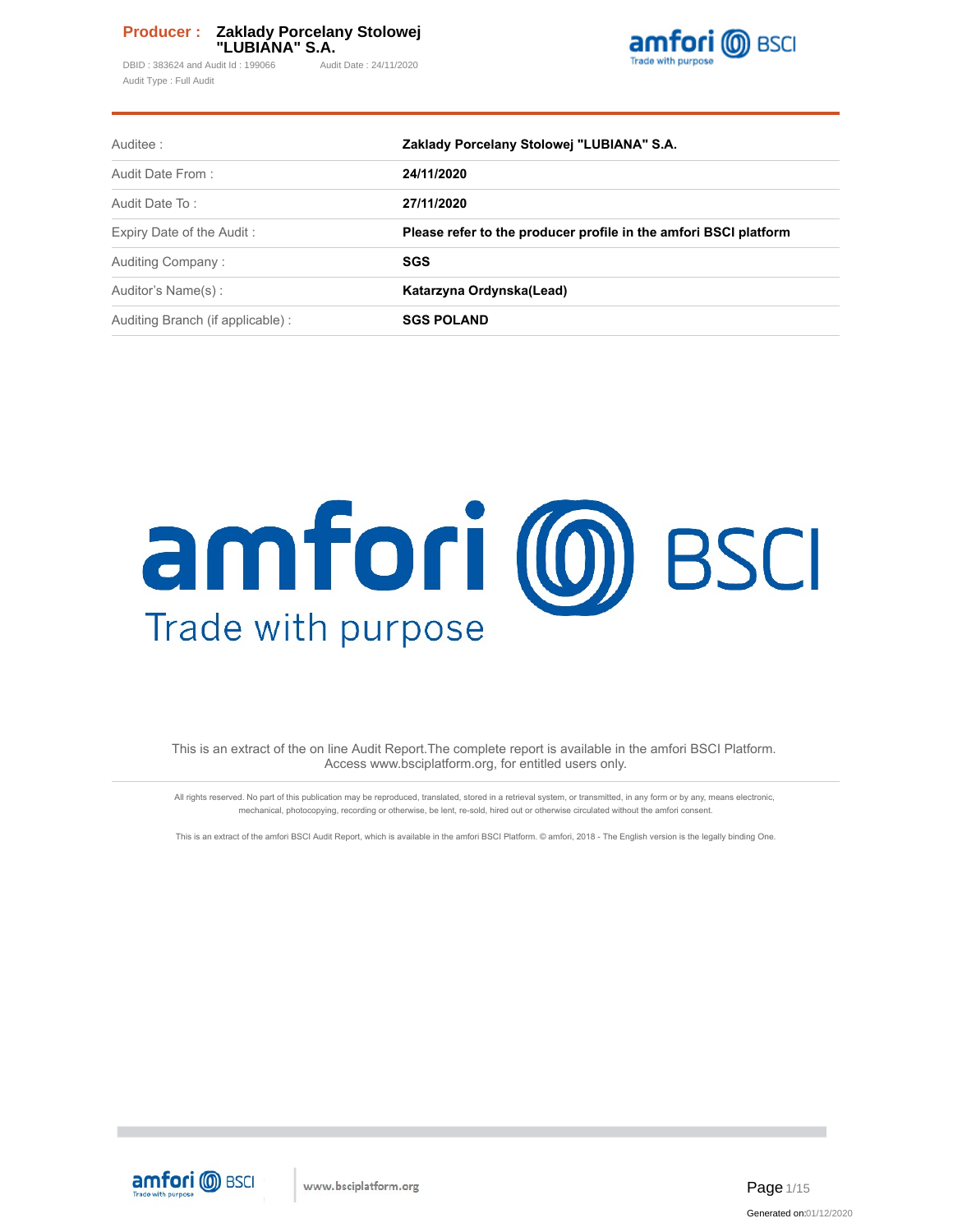**Producer :** **Zaklady Porcelany Stolowej "LUBIANA" S.A.**

DBID : 383624 and Audit Id : 199066 Audit Date : 24/11/2020

Audit Type : Full Audit

| | |
|---|---|
| Auditee : | **Zaklady Porcelany Stolowej "LUBIANA" S.A.** |
| Audit Date From : | **24/11/2020** |
| Audit Date To : | **27/11/2020** |
| Expiry Date of the Audit : | **Please refer to the producer profile in the amfori BSCI platform** |
| Auditing Company : | **SGS** |
| Auditor's Name(s) : | **Katarzyna Ordynska(Lead)** |
| Auditing Branch (if applicable) : | **SGS POLAND** |

# amfori BSCI

Trade with purpose

This is an extract of the on line Audit Report.The complete report is available in the amfori BSCI Platform. Access www.bsciplatform.org, for entitled users only.

All rights reserved. No part of this publication may be reproduced, translated, stored in a retrieval system, or transmitted, in any form or by any, means electronic, mechanical, photocopying, recording or otherwise, be lent, re-sold, hired out or otherwise circulated without the amfori consent.

This is an extract of the amfori BSCI Audit Report, which is available in the amfori BSCI Platform. © amfori, 2018 - The English version is the legally binding One.

Generated on:01/12/2020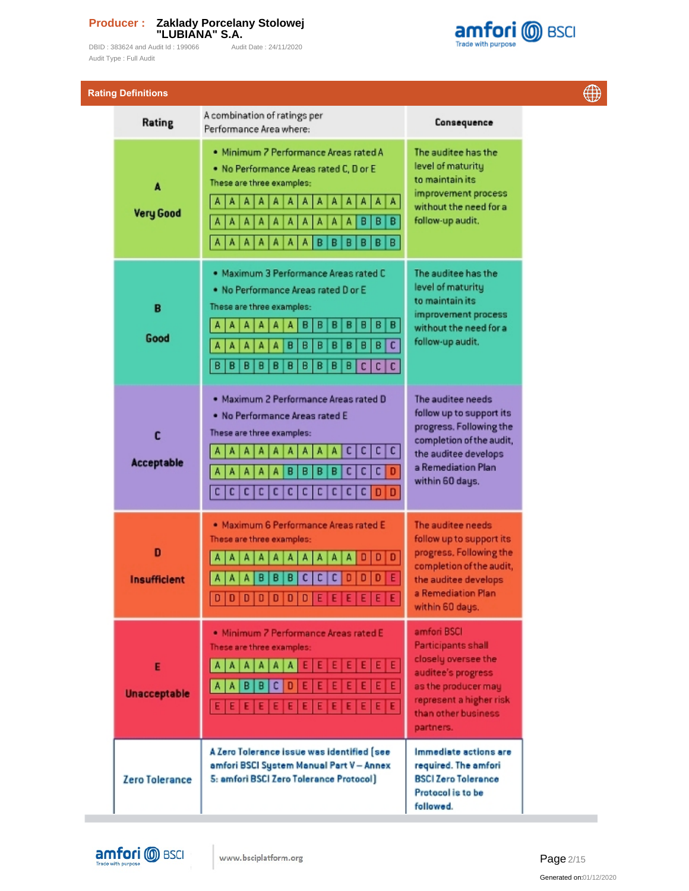**Producer :** Zaklady Porcelany Stolowej "LUBIANA" S.A.

DBID : 383624 and Audit Id : 199066 Audit Date : 24/11/2020

Audit Type : Full Audit

## Rating Definitions

| Rating | A combination of ratings per Performance Area where: | Consequence |
|---|---|---|
| **A** **Very Good** | • Minimum 7 Performance Areas rated A<br>• No Performance Areas rated C, D or E<br>These are three examples:<br>A A A A A A A A A A A A A<br>A A A A A A A A A A B B B<br>A A A A A A A B B B B B B | The auditee has the level of maturity to maintain its improvement process without the need for a follow-up audit. |
| **B** **Good** | • Maximum 3 Performance Areas rated C<br>• No Performance Areas rated D or E<br>These are three examples:<br>A A A A A A B B B B B B B<br>A A A A A B B B B B B B C<br>B B B B B B B B B B C C C | The auditee has the level of maturity to maintain its improvement process without the need for a follow-up audit. |
| **C** **Acceptable** | • Maximum 2 Performance Areas rated D<br>• No Performance Areas rated E<br>These are three examples:<br>A A A A A A A A A A C C C<br>A A A A A B B B B C C C D<br>C C C C C C C C C C C D D | The auditee needs follow up to support its progress. Following the completion of the audit, the auditee develops a Remediation Plan within 60 days. |
| **D** **Insufficient** | • Maximum 6 Performance Areas rated E<br>These are three examples:<br>A A A A A A A A A A D D D<br>A A A B B B C C C D D D E<br>D D D D D D D E E E E E E | The auditee needs follow up to support its progress. Following the completion of the audit, the auditee develops a Remediation Plan within 60 days. |
| **E** **Unacceptable** | • Minimum 7 Performance Areas rated E<br>These are three examples:<br>A A A A A A E E E E E E E<br>A A B B C D E E E E E E E<br>E E E E E E E E E E E E E | amfori BSCI Participants shall closely oversee the auditee's progress as the producer may represent a higher risk than other business partners. |
| **Zero Tolerance** | **A Zero Tolerance issue was identified (see amfori BSCI System Manual Part V – Annex 5: amfori BSCI Zero Tolerance Protocol)** | **Immediate actions are required. The amfori BSCI Zero Tolerance Protocol is to be followed.** |

www.bsciplatform.org

Generated on:01/12/2020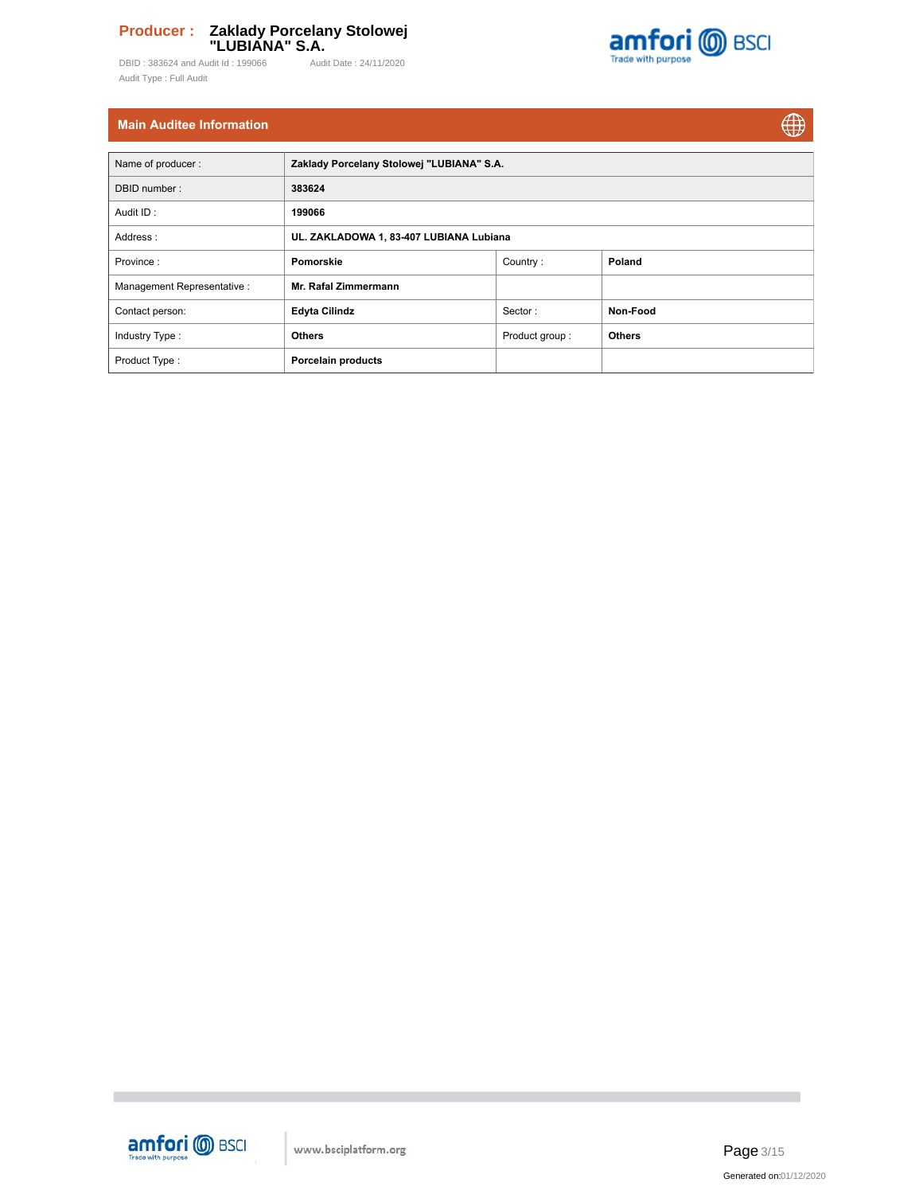## Main Auditee Information

| Name of producer : | Zaklady Porcelany Stolowej "LUBIANA" S.A. | | |
|---|---|---|---|
| DBID number : | 383624 | | |
| Audit ID : | 199066 | | |
| Address : | UL. ZAKLADOWA 1, 83-407 LUBIANA Lubiana | | |
| Province : | Pomorskie | Country : | Poland |
| Management Representative : | Mr. Rafal Zimmermann | | |
| Contact person: | Edyta Cilindz | Sector : | Non-Food |
| Industry Type : | Others | Product group : | Others |
| Product Type : | Porcelain products | | |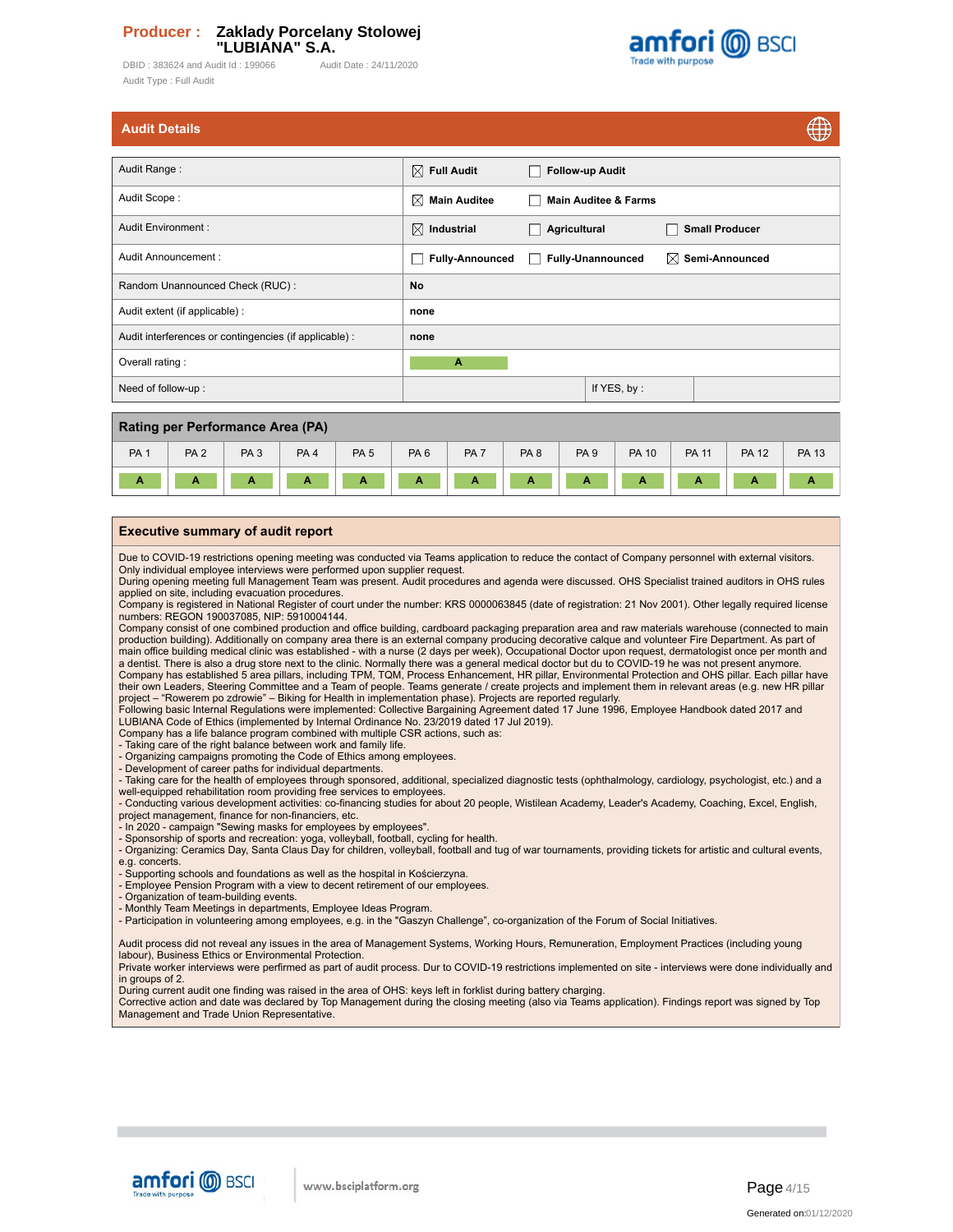**Producer : Zaklady Porcelany Stolowej "LUBIANA" S.A.**

DBID : 383624 and Audit Id : 199066 Audit Date : 24/11/2020

Audit Type : Full Audit

## Audit Details

| | | | |
|---|---|---|---|
| Audit Range : | ☒ Full Audit | ☐ Follow-up Audit | |
| Audit Scope : | ☒ Main Auditee | ☐ Main Auditee & Farms | |
| Audit Environment : | ☒ Industrial | ☐ Agricultural | ☐ Small Producer |
| Audit Announcement : | ☐ Fully-Announced | ☐ Fully-Unannounced | ☒ Semi-Announced |
| Random Unannounced Check (RUC) : | No | | |
| Audit extent (if applicable) : | none | | |
| Audit interferences or contingencies (if applicable) : | none | | |
| Overall rating : | A | | |
| Need of follow-up : | | If YES, by : | |

## Rating per Performance Area (PA)

| PA 1 | PA 2 | PA 3 | PA 4 | PA 5 | PA 6 | PA 7 | PA 8 | PA 9 | PA 10 | PA 11 | PA 12 | PA 13 |
|---|---|---|---|---|---|---|---|---|---|---|---|---|
| A | A | A | A | A | A | A | A | A | A | A | A | A |

## Executive summary of audit report

Due to COVID-19 restrictions opening meeting was conducted via Teams application to reduce the contact of Company personnel with external visitors. Only individual employee interviews were performed upon supplier request.
During opening meeting full Management Team was present. Audit procedures and agenda were discussed. OHS Specialist trained auditors in OHS rules applied on site, including evacuation procedures.
Company is registered in National Register of court under the number: KRS 0000063845 (date of registration: 21 Nov 2001). Other legally required license numbers: REGON 190037085, NIP: 5910004144.
Company consist of one combined production and office building, cardboard packaging preparation area and raw materials warehouse (connected to main production building). Additionally on company area there is an external company producing decorative calque and volunteer Fire Department. As part of main office building medical clinic was established - with a nurse (2 days per week), Occupational Doctor upon request, dermatologist once per month and a dentist. There is also a drug store next to the clinic. Normally there was a general medical doctor but du to COVID-19 he was not present anymore.
Company has established 5 area pillars, including TPM, TQM, Process Enhancement, HR pillar, Environmental Protection and OHS pillar. Each pillar have their own Leaders, Steering Committee and a Team of people. Teams generate / create projects and implement them in relevant areas (e.g. new HR pillar project – "Rowerem po zdrowie" – Biking for Health in implementation phase). Projects are reported regularly.
Following basic Internal Regulations were implemented: Collective Bargaining Agreement dated 17 June 1996, Employee Handbook dated 2017 and LUBIANA Code of Ethics (implemented by Internal Ordinance No. 23/2019 dated 17 Jul 2019).
Company has a life balance program combined with multiple CSR actions, such as:
- Taking care of the right balance between work and family life.
- Organizing campaigns promoting the Code of Ethics among employees.
- Development of career paths for individual departments.
- Taking care for the health of employees through sponsored, additional, specialized diagnostic tests (ophthalmology, cardiology, psychologist, etc.) and a well-equipped rehabilitation room providing free services to employees.
- Conducting various development activities: co-financing studies for about 20 people, Wistilean Academy, Leader's Academy, Coaching, Excel, English, project management, finance for non-financiers, etc.
- In 2020 - campaign "Sewing masks for employees by employees".
- Sponsorship of sports and recreation: yoga, volleyball, football, cycling for health.
- Organizing: Ceramics Day, Santa Claus Day for children, volleyball, football and tug of war tournaments, providing tickets for artistic and cultural events, e.g. concerts.
- Supporting schools and foundations as well as the hospital in Kościerzyna.
- Employee Pension Program with a view to decent retirement of our employees.
- Organization of team-building events.
- Monthly Team Meetings in departments, Employee Ideas Program.
- Participation in volunteering among employees, e.g. in the "Gaszyn Challenge", co-organization of the Forum of Social Initiatives.

Audit process did not reveal any issues in the area of Management Systems, Working Hours, Remuneration, Employment Practices (including young labour), Business Ethics or Environmental Protection.
Private worker interviews were perfirmed as part of audit process. Dur to COVID-19 restrictions implemented on site - interviews were done individually and in groups of 2.
During current audit one finding was raised in the area of OHS: keys left in forklist during battery charging.
Corrective action and date was declared by Top Management during the closing meeting (also via Teams application). Findings report was signed by Top Management and Trade Union Representative.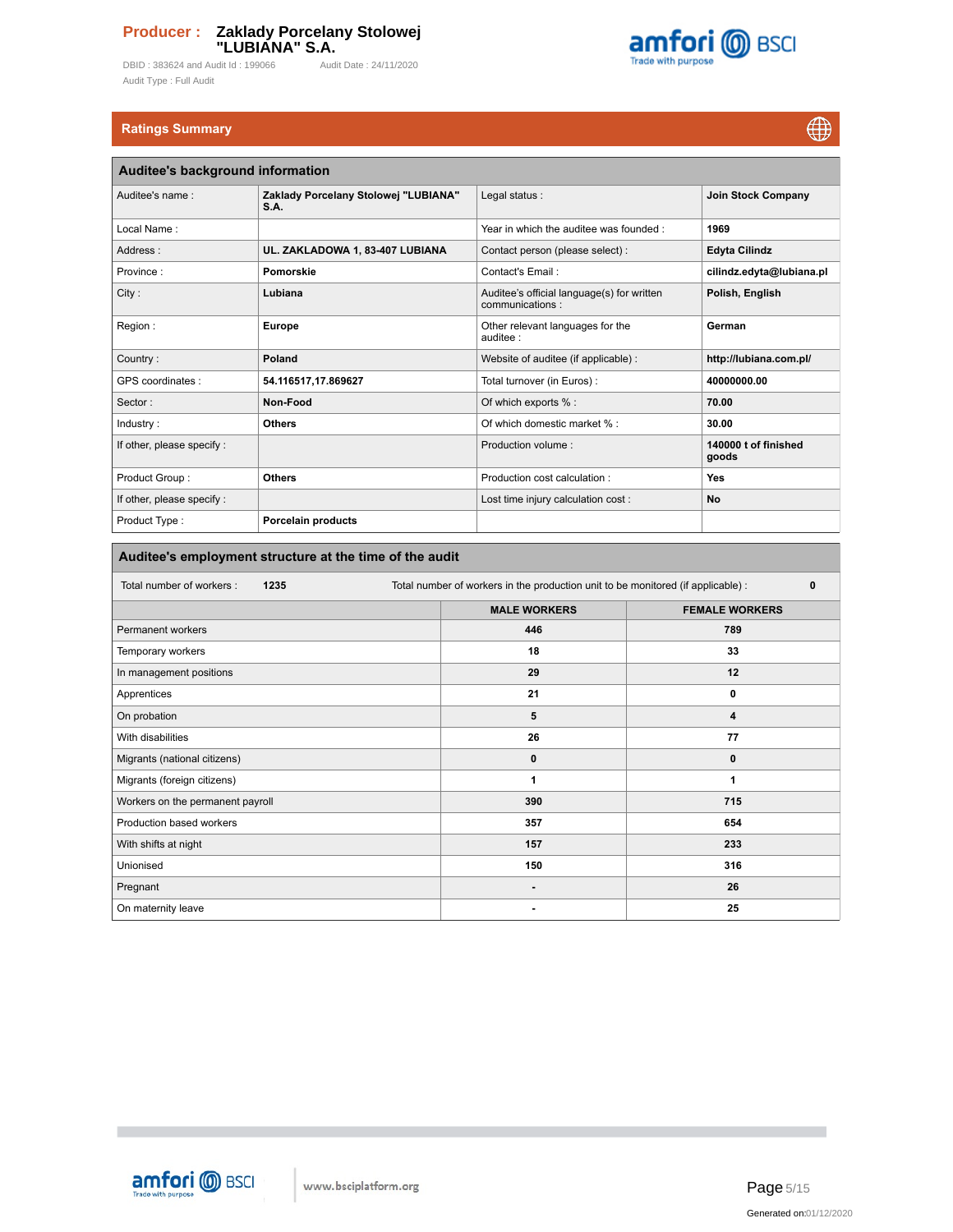**Producer : Zaklady Porcelany Stolowej "LUBIANA" S.A.**

DBID : 383624 and Audit Id : 199066 Audit Date : 24/11/2020

Audit Type : Full Audit

## Ratings Summary

### Auditee's background information

| | | | |
|---|---|---|---|
| Auditee's name : | **Zaklady Porcelany Stolowej "LUBIANA" S.A.** | Legal status : | **Join Stock Company** |
| Local Name : | | Year in which the auditee was founded : | **1969** |
| Address : | **UL. ZAKLADOWA 1, 83-407 LUBIANA** | Contact person (please select) : | **Edyta Cilindz** |
| Province : | **Pomorskie** | Contact's Email : | **cilindz.edyta@lubiana.pl** |
| City : | **Lubiana** | Auditee's official language(s) for written communications : | **Polish, English** |
| Region : | **Europe** | Other relevant languages for the auditee : | **German** |
| Country : | **Poland** | Website of auditee (if applicable) : | **http://lubiana.com.pl/** |
| GPS coordinates : | **54.116517,17.869627** | Total turnover (in Euros) : | **40000000.00** |
| Sector : | **Non-Food** | Of which exports % : | **70.00** |
| Industry : | **Others** | Of which domestic market % : | **30.00** |
| If other, please specify : | | Production volume : | **140000 t of finished goods** |
| Product Group : | **Others** | Production cost calculation : | **Yes** |
| If other, please specify : | | Lost time injury calculation cost : | **No** |
| Product Type : | **Porcelain products** | | |

### Auditee's employment structure at the time of the audit

Total number of workers : **1235** Total number of workers in the production unit to be monitored (if applicable) : **0**

| | MALE WORKERS | FEMALE WORKERS |
|---|---|---|
| Permanent workers | 446 | 789 |
| Temporary workers | 18 | 33 |
| In management positions | 29 | 12 |
| Apprentices | 21 | 0 |
| On probation | 5 | 4 |
| With disabilities | 26 | 77 |
| Migrants (national citizens) | 0 | 0 |
| Migrants (foreign citizens) | 1 | 1 |
| Workers on the permanent payroll | 390 | 715 |
| Production based workers | 357 | 654 |
| With shifts at night | 157 | 233 |
| Unionised | 150 | 316 |
| Pregnant | - | 26 |
| On maternity leave | - | 25 |

Generated on:01/12/2020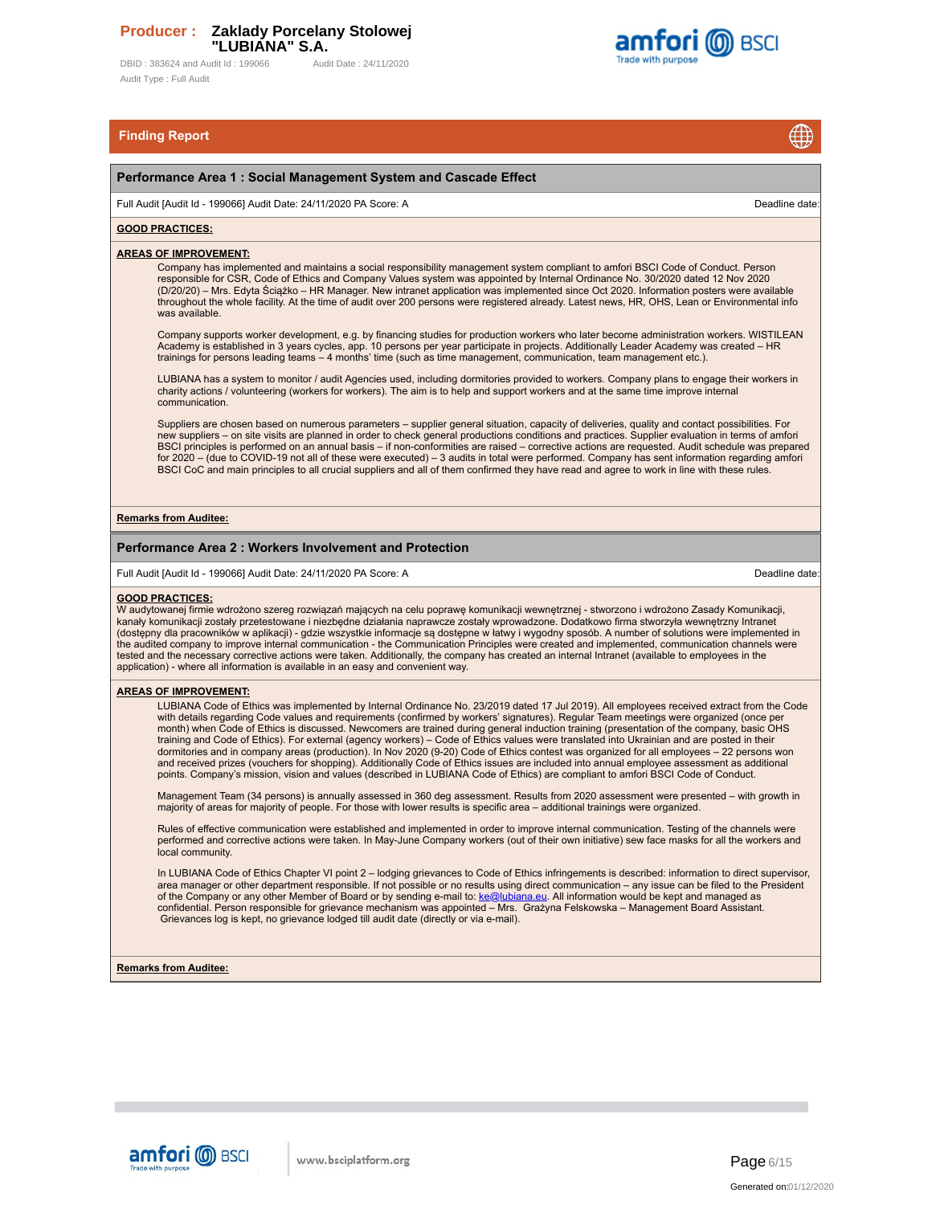## Finding Report

### Performance Area 1 : Social Management System and Cascade Effect

Full Audit [Audit Id - 199066] Audit Date: 24/11/2020 PA Score: A | Deadline date:

**GOOD PRACTICES:**

**AREAS OF IMPROVEMENT:**

Company has implemented and maintains a social responsibility management system compliant to amfori BSCI Code of Conduct. Person responsible for CSR, Code of Ethics and Company Values system was appointed by Internal Ordinance No. 30/2020 dated 12 Nov 2020 (D/20/20) – Mrs. Edyta Ściążko – HR Manager. New intranet application was implemented since Oct 2020. Information posters were available throughout the whole facility. At the time of audit over 200 persons were registered already. Latest news, HR, OHS, Lean or Environmental info was available.

Company supports worker development, e.g. by financing studies for production workers who later become administration workers. WISTILEAN Academy is established in 3 years cycles, app. 10 persons per year participate in projects. Additionally Leader Academy was created – HR trainings for persons leading teams – 4 months' time (such as time management, communication, team management etc.).

LUBIANA has a system to monitor / audit Agencies used, including dormitories provided to workers. Company plans to engage their workers in charity actions / volunteering (workers for workers). The aim is to help and support workers and at the same time improve internal communication.

Suppliers are chosen based on numerous parameters – supplier general situation, capacity of deliveries, quality and contact possibilities. For new suppliers – on site visits are planned in order to check general productions conditions and practices. Supplier evaluation in terms of amfori BSCI principles is performed on an annual basis – if non-conformities are raised – corrective actions are requested. Audit schedule was prepared for 2020 – (due to COVID-19 not all of these were executed) – 3 audits in total were performed. Company has sent information regarding amfori BSCI CoC and main principles to all crucial suppliers and all of them confirmed they have read and agree to work in line with these rules.

**Remarks from Auditee:**

### Performance Area 2 : Workers Involvement and Protection

Full Audit [Audit Id - 199066] Audit Date: 24/11/2020 PA Score: A | Deadline date:

**GOOD PRACTICES:**

W audytowanej firmie wdrożono szereg rozwiązań mających na celu poprawę komunikacji wewnętrznej - stworzono i wdrożono Zasady Komunikacji, kanały komunikacji zostały przetestowane i niezbędne działania naprawcze zostały wprowadzone. Dodatkowo firma stworzyła wewnętrzny Intranet (dostępny dla pracowników w aplikacji) - gdzie wszystkie informacje są dostępne w łatwy i wygodny sposób. A number of solutions were implemented in the audited company to improve internal communication - the Communication Principles were created and implemented, communication channels were tested and the necessary corrective actions were taken. Additionally, the company has created an internal Intranet (available to employees in the application) - where all information is available in an easy and convenient way.

**AREAS OF IMPROVEMENT:**

LUBIANA Code of Ethics was implemented by Internal Ordinance No. 23/2019 dated 17 Jul 2019). All employees received extract from the Code with details regarding Code values and requirements (confirmed by workers' signatures). Regular Team meetings were organized (once per month) when Code of Ethics is discussed. Newcomers are trained during general induction training (presentation of the company, basic OHS training and Code of Ethics). For external (agency workers) – Code of Ethics values were translated into Ukrainian and are posted in their dormitories and in company areas (production). In Nov 2020 (9-20) Code of Ethics contest was organized for all employees – 22 persons won and received prizes (vouchers for shopping). Additionally Code of Ethics issues are included into annual employee assessment as additional points. Company's mission, vision and values (described in LUBIANA Code of Ethics) are compliant to amfori BSCI Code of Conduct.

Management Team (34 persons) is annually assessed in 360 deg assessment. Results from 2020 assessment were presented – with growth in majority of areas for majority of people. For those with lower results is specific area – additional trainings were organized.

Rules of effective communication were established and implemented in order to improve internal communication. Testing of the channels were performed and corrective actions were taken. In May-June Company workers (out of their own initiative) sew face masks for all the workers and local community.

In LUBIANA Code of Ethics Chapter VI point 2 – lodging grievances to Code of Ethics infringements is described: information to direct supervisor, area manager or other department responsible. If not possible or no results using direct communication – any issue can be filed to the President of the Company or any other Member of Board or by sending e-mail to: ke@lubiana.eu. All information would be kept and managed as confidential. Person responsible for grievance mechanism was appointed – Mrs. Grażyna Felskowska – Management Board Assistant. Grievances log is kept, no grievance lodged till audit date (directly or via e-mail).

**Remarks from Auditee:**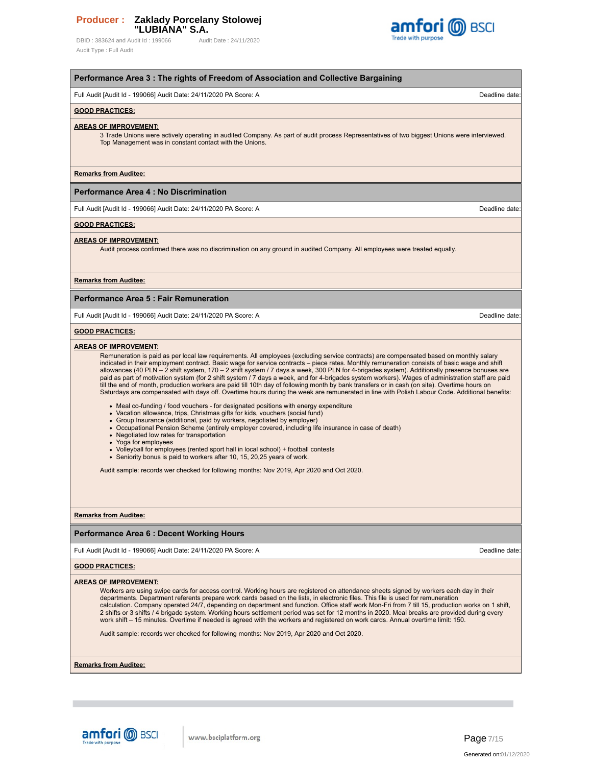## Performance Area 3 : The rights of Freedom of Association and Collective Bargaining

Full Audit [Audit Id - 199066] Audit Date: 24/11/2020 PA Score: A Deadline date:

**GOOD PRACTICES:**

**AREAS OF IMPROVEMENT:**

3 Trade Unions were actively operating in audited Company. As part of audit process Representatives of two biggest Unions were interviewed. Top Management was in constant contact with the Unions.

**Remarks from Auditee:**

## Performance Area 4 : No Discrimination

Full Audit [Audit Id - 199066] Audit Date: 24/11/2020 PA Score: A Deadline date:

**GOOD PRACTICES:**

**AREAS OF IMPROVEMENT:**

Audit process confirmed there was no discrimination on any ground in audited Company. All employees were treated equally.

**Remarks from Auditee:**

## Performance Area 5 : Fair Remuneration

Full Audit [Audit Id - 199066] Audit Date: 24/11/2020 PA Score: A Deadline date:

**GOOD PRACTICES:**

**AREAS OF IMPROVEMENT:**

Remuneration is paid as per local law requirements. All employees (excluding service contracts) are compensated based on monthly salary indicated in their employment contract. Basic wage for service contracts – piece rates. Monthly remuneration consists of basic wage and shift allowances (40 PLN – 2 shift system, 170 – 2 shift system / 7 days a week, 300 PLN for 4-brigades system). Additionally presence bonuses are paid as part of motivation system (for 2 shift system / 7 days a week, and for 4-brigades system workers). Wages of administration staff are paid till the end of month, production workers are paid till 10th day of following month by bank transfers or in cash (on site). Overtime hours on Saturdays are compensated with days off. Overtime hours during the week are remunerated in line with Polish Labour Code. Additional benefits:

- Meal co-funding / food vouchers - for designated positions with energy expenditure
- Vacation allowance, trips, Christmas gifts for kids, vouchers (social fund)
- Group Insurance (additional, paid by workers, negotiated by employer)
- Occupational Pension Scheme (entirely employer covered, including life insurance in case of death)
- Negotiated low rates for transportation
- Yoga for employees
- Volleyball for employees (rented sport hall in local school) + football contests
- Seniority bonus is paid to workers after 10, 15, 20,25 years of work.

Audit sample: records wer checked for following months: Nov 2019, Apr 2020 and Oct 2020.

**Remarks from Auditee:**

## Performance Area 6 : Decent Working Hours

Full Audit [Audit Id - 199066] Audit Date: 24/11/2020 PA Score: A Deadline date:

**GOOD PRACTICES:**

**AREAS OF IMPROVEMENT:**

Workers are using swipe cards for access control. Working hours are registered on attendance sheets signed by workers each day in their departments. Department referents prepare work cards based on the lists, in electronic files. This file is used for remuneration calculation. Company operated 24/7, depending on department and function. Office staff work Mon-Fri from 7 till 15, production works on 1 shift, 2 shifts or 3 shifts / 4 brigade system. Working hours settlement period was set for 12 months in 2020. Meal breaks are provided during every work shift – 15 minutes. Overtime if needed is agreed with the workers and registered on work cards. Annual overtime limit: 150.

Audit sample: records wer checked for following months: Nov 2019, Apr 2020 and Oct 2020.

**Remarks from Auditee:**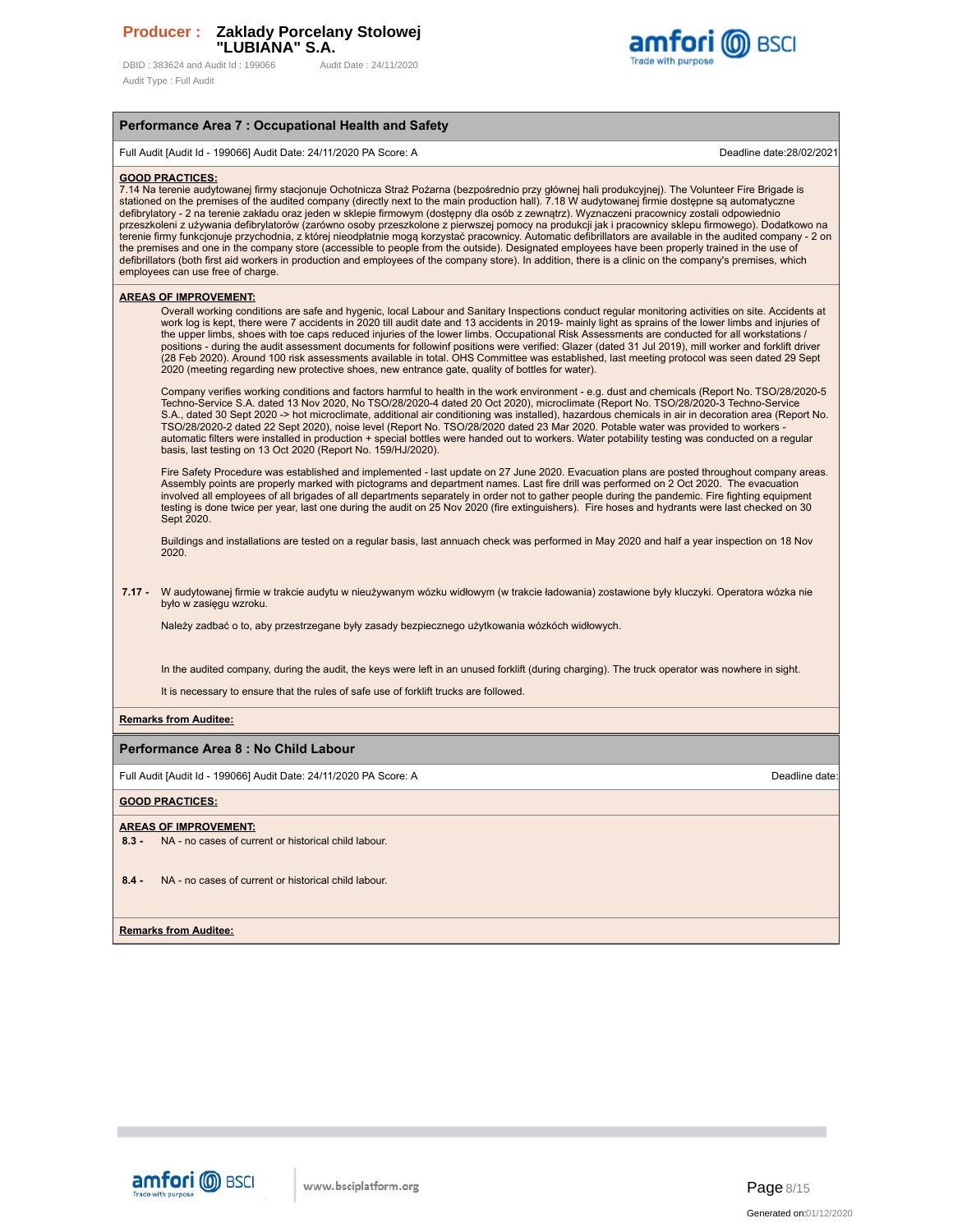## Performance Area 7 : Occupational Health and Safety

Full Audit [Audit Id - 199066] Audit Date: 24/11/2020 PA Score: A — Deadline date:28/02/2021

**GOOD PRACTICES:**

7.14 Na terenie audytowanej firmy stacjonuje Ochotnicza Straż Pożarna (bezpośrednio przy głównej hali produkcyjnej). The Volunteer Fire Brigade is stationed on the premises of the audited company (directly next to the main production hall). 7.18 W audytowanej firmie dostępne są automatyczne defibrylatory - 2 na terenie zakładu oraz jeden w sklepie firmowym (dostępny dla osób z zewnątrz). Wyznaczeni pracownicy zostali odpowiednio przeszkoleni z używania defibrylatorów (zarówno osoby przeszkolone z pierwszej pomocy na produkcji jak i pracownicy sklepu firmowego). Dodatkowo na terenie firmy funkcjonuje przychodnia, z której nieodpłatnie mogą korzystać pracownicy. Automatic defibrillators are available in the audited company - 2 on the premises and one in the company store (accessible to people from the outside). Designated employees have been properly trained in the use of defibrillators (both first aid workers in production and employees of the company store). In addition, there is a clinic on the company's premises, which employees can use free of charge.

**AREAS OF IMPROVEMENT:**

Overall working conditions are safe and hygenic, local Labour and Sanitary Inspections conduct regular monitoring activities on site. Accidents at work log is kept, there were 7 accidents in 2020 till audit date and 13 accidents in 2019- mainly light as sprains of the lower limbs and injuries of the upper limbs, shoes with toe caps reduced injuries of the lower limbs. Occupational Risk Assessments are conducted for all workstations / positions - during the audit assessment documents for followinf positions were verified: Glazer (dated 31 Jul 2019), mill worker and forklift driver (28 Feb 2020). Around 100 risk assessments available in total. OHS Committee was established, last meeting protocol was seen dated 29 Sept 2020 (meeting regarding new protective shoes, new entrance gate, quality of bottles for water).

Company verifies working conditions and factors harmful to health in the work environment - e.g. dust and chemicals (Report No. TSO/28/2020-5 Techno-Service S.A. dated 13 Nov 2020, No TSO/28/2020-4 dated 20 Oct 2020), microclimate (Report No. TSO/28/2020-3 Techno-Service S.A., dated 30 Sept 2020 -> hot microclimate, additional air conditioning was installed), hazardous chemicals in air in decoration area (Report No. TSO/28/2020-2 dated 22 Sept 2020), noise level (Report No. TSO/28/2020 dated 23 Mar 2020. Potable water was provided to workers - automatic filters were installed in production + special bottles were handed out to workers. Water potability testing was conducted on a regular basis, last testing on 13 Oct 2020 (Report No. 159/HJ/2020).

Fire Safety Procedure was established and implemented - last update on 27 June 2020. Evacuation plans are posted throughout company areas. Assembly points are properly marked with pictograms and department names. Last fire drill was performed on 2 Oct 2020. The evacuation involved all employees of all brigades of all departments separately in order not to gather people during the pandemic. Fire fighting equipment testing is done twice per year, last one during the audit on 25 Nov 2020 (fire extinguishers). Fire hoses and hydrants were last checked on 30 Sept 2020.

Buildings and installations are tested on a regular basis, last annuach check was performed in May 2020 and half a year inspection on 18 Nov 2020.

**7.17 -** W audytowanej firmie w trakcie audytu w nieużywanym wózku widłowym (w trakcie ładowania) zostawione były kluczyki. Operatora wózka nie było w zasięgu wzroku.

Należy zadbać o to, aby przestrzegane były zasady bezpiecznego użytkowania wózków widłowych.

In the audited company, during the audit, the keys were left in an unused forklift (during charging). The truck operator was nowhere in sight.

It is necessary to ensure that the rules of safe use of forklift trucks are followed.

**Remarks from Auditee:**

## Performance Area 8 : No Child Labour

Full Audit [Audit Id - 199066] Audit Date: 24/11/2020 PA Score: A — Deadline date:

**GOOD PRACTICES:**

**AREAS OF IMPROVEMENT:**

**8.3 -** NA - no cases of current or historical child labour.

**8.4 -** NA - no cases of current or historical child labour.

**Remarks from Auditee:**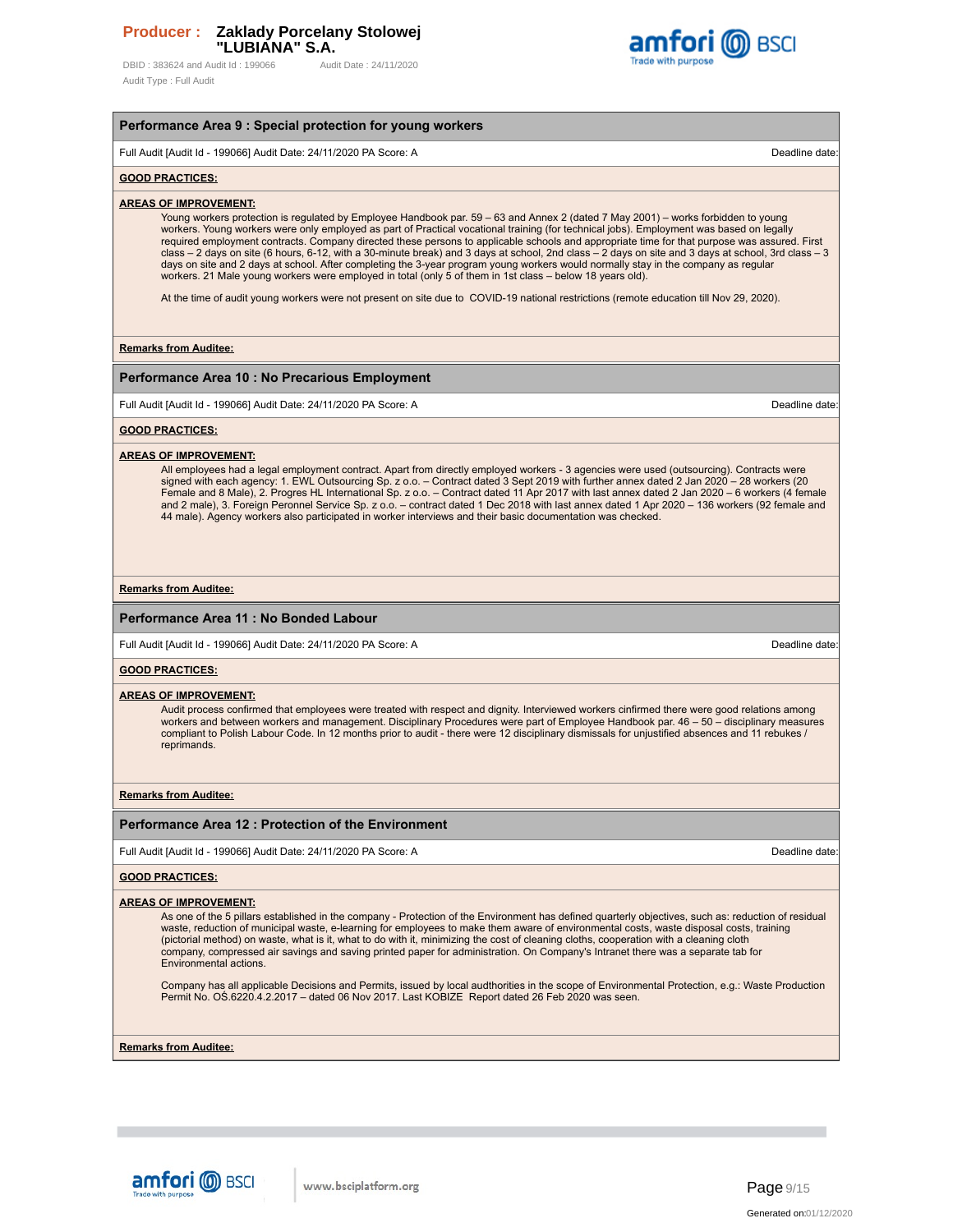## Performance Area 9 : Special protection for young workers

Full Audit [Audit Id - 199066] Audit Date: 24/11/2020 PA Score: A | Deadline date:

**GOOD PRACTICES:**

**AREAS OF IMPROVEMENT:**

Young workers protection is regulated by Employee Handbook par. 59 – 63 and Annex 2 (dated 7 May 2001) – works forbidden to young workers. Young workers were only employed as part of Practical vocational training (for technical jobs). Employment was based on legally required employment contracts. Company directed these persons to applicable schools and appropriate time for that purpose was assured. First class – 2 days on site (6 hours, 6-12, with a 30-minute break) and 3 days at school, 2nd class – 2 days on site and 3 days at school, 3rd class – 3 days on site and 2 days at school. After completing the 3-year program young workers would normally stay in the company as regular workers. 21 Male young workers were employed in total (only 5 of them in 1st class – below 18 years old).

At the time of audit young workers were not present on site due to COVID-19 national restrictions (remote education till Nov 29, 2020).

**Remarks from Auditee:**

## Performance Area 10 : No Precarious Employment

Full Audit [Audit Id - 199066] Audit Date: 24/11/2020 PA Score: A | Deadline date:

**GOOD PRACTICES:**

**AREAS OF IMPROVEMENT:**

All employees had a legal employment contract. Apart from directly employed workers - 3 agencies were used (outsourcing). Contracts were signed with each agency: 1. EWL Outsourcing Sp. z o.o. – Contract dated 3 Sept 2019 with further annex dated 2 Jan 2020 – 28 workers (20 Female and 8 Male), 2. Progres HL International Sp. z o.o. – Contract dated 11 Apr 2017 with last annex dated 2 Jan 2020 – 6 workers (4 female and 2 male), 3. Foreign Peronnel Service Sp. z o.o. – contract dated 1 Dec 2018 with last annex dated 1 Apr 2020 – 136 workers (92 female and 44 male). Agency workers also participated in worker interviews and their basic documentation was checked.

**Remarks from Auditee:**

## Performance Area 11 : No Bonded Labour

Full Audit [Audit Id - 199066] Audit Date: 24/11/2020 PA Score: A | Deadline date:

**GOOD PRACTICES:**

**AREAS OF IMPROVEMENT:**

Audit process confirmed that employees were treated with respect and dignity. Interviewed workers cinfirmed there were good relations among workers and between workers and management. Disciplinary Procedures were part of Employee Handbook par. 46 – 50 – disciplinary measures compliant to Polish Labour Code. In 12 months prior to audit - there were 12 disciplinary dismissals for unjustified absences and 11 rebukes / reprimands.

**Remarks from Auditee:**

## Performance Area 12 : Protection of the Environment

Full Audit [Audit Id - 199066] Audit Date: 24/11/2020 PA Score: A | Deadline date:

**GOOD PRACTICES:**

**AREAS OF IMPROVEMENT:**

As one of the 5 pillars established in the company - Protection of the Environment has defined quarterly objectives, such as: reduction of residual waste, reduction of municipal waste, e-learning for employees to make them aware of environmental costs, waste disposal costs, training (pictorial method) on waste, what is it, what to do with it, minimizing the cost of cleaning cloths, cooperation with a cleaning cloth company, compressed air savings and saving printed paper for administration. On Company's Intranet there was a separate tab for Environmental actions.

Company has all applicable Decisions and Permits, issued by local audthorities in the scope of Environmental Protection, e.g.: Waste Production Permit No. OŚ.6220.4.2.2017 – dated 06 Nov 2017. Last KOBIZE Report dated 26 Feb 2020 was seen.

**Remarks from Auditee:**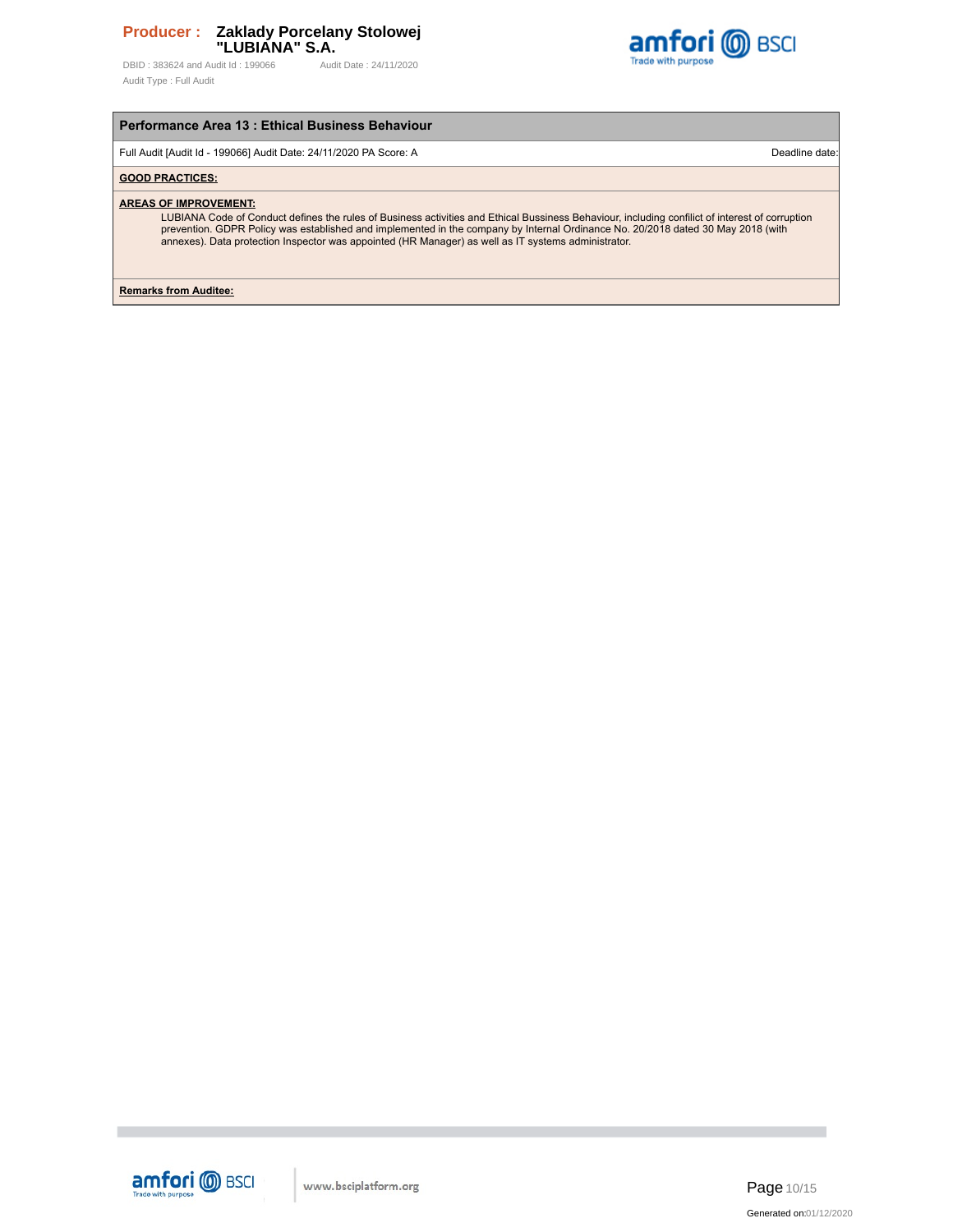**Producer :** **Zaklady Porcelany Stolowej "LUBIANA" S.A.**

DBID : 383624 and Audit Id : 199066 Audit Date : 24/11/2020

Audit Type : Full Audit

## Performance Area 13 : Ethical Business Behaviour

Full Audit [Audit Id - 199066] Audit Date: 24/11/2020 PA Score: A Deadline date:

**GOOD PRACTICES:**

**AREAS OF IMPROVEMENT:**

LUBIANA Code of Conduct defines the rules of Business activities and Ethical Bussiness Behaviour, including confilict of interest of corruption prevention. GDPR Policy was established and implemented in the company by Internal Ordinance No. 20/2018 dated 30 May 2018 (with annexes). Data protection Inspector was appointed (HR Manager) as well as IT systems administrator.

**Remarks from Auditee:**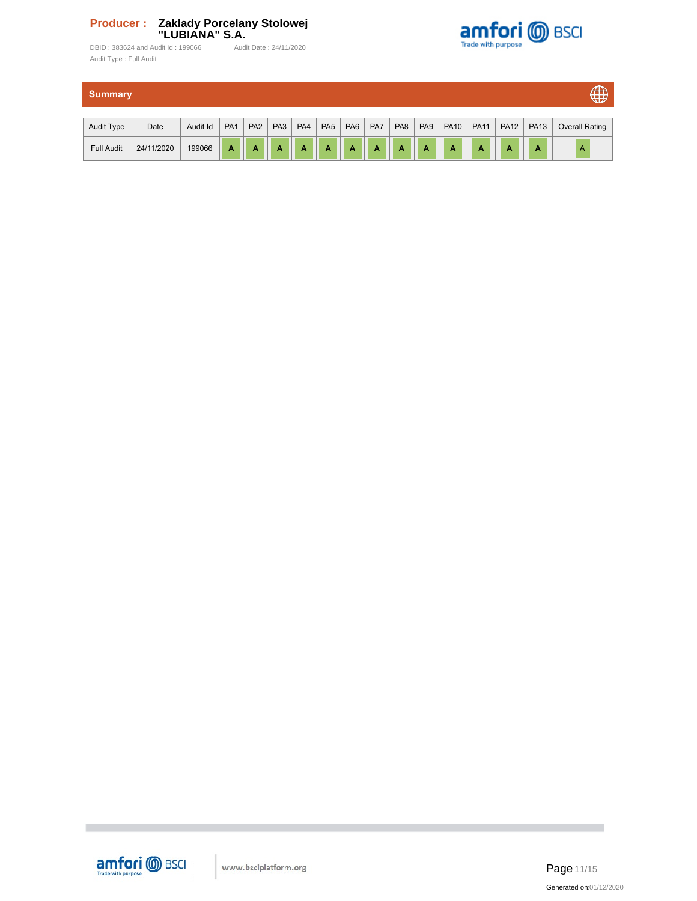## Summary

| Audit Type | Date | Audit Id | PA1 | PA2 | PA3 | PA4 | PA5 | PA6 | PA7 | PA8 | PA9 | PA10 | PA11 | PA12 | PA13 | Overall Rating |
|---|---|---|---|---|---|---|---|---|---|---|---|---|---|---|---|---|
| Full Audit | 24/11/2020 | 199066 | A | A | A | A | A | A | A | A | A | A | A | A | A | A |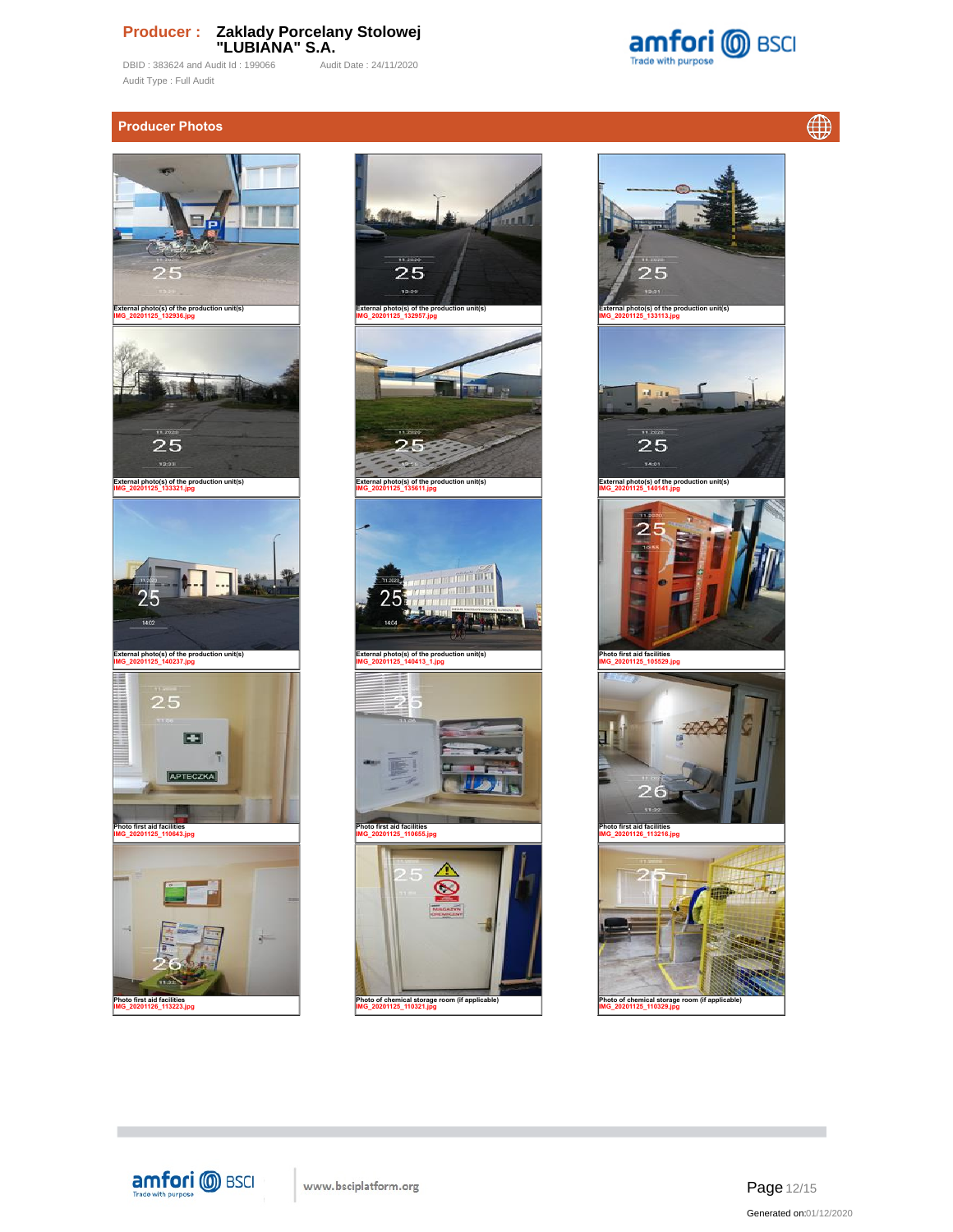**Producer :** Zaklady Porcelany Stolowej "LUBIANA" S.A.

DBID : 383624 and Audit Id : 199066     Audit Date : 24/11/2020

Audit Type : Full Audit

## Producer Photos

External photo(s) of the production unit(s)
IMG_20201125_132936.jpg

External photo(s) of the production unit(s)
IMG_20201125_132957.jpg

External photo(s) of the production unit(s)
IMG_20201125_133113.jpg

External photo(s) of the production unit(s)
IMG_20201125_133321.jpg

External photo(s) of the production unit(s)
IMG_20201125_135611.jpg

External photo(s) of the production unit(s)
IMG_20201125_140141.jpg

External photo(s) of the production unit(s)
IMG_20201125_140237.jpg

External photo(s) of the production unit(s)
IMG_20201125_140413_1.jpg

Photo first aid facilities
IMG_20201125_105529.jpg

Photo first aid facilities
IMG_20201125_110643.jpg

Photo first aid facilities
IMG_20201125_110655.jpg

Photo first aid facilities
IMG_20201126_113216.jpg

Photo first aid facilities
IMG_20201126_113223.jpg

Photo of chemical storage room (if applicable)
IMG_20201125_110321.jpg

Photo of chemical storage room (if applicable)
IMG_20201125_110329.jpg

Generated on:01/12/2020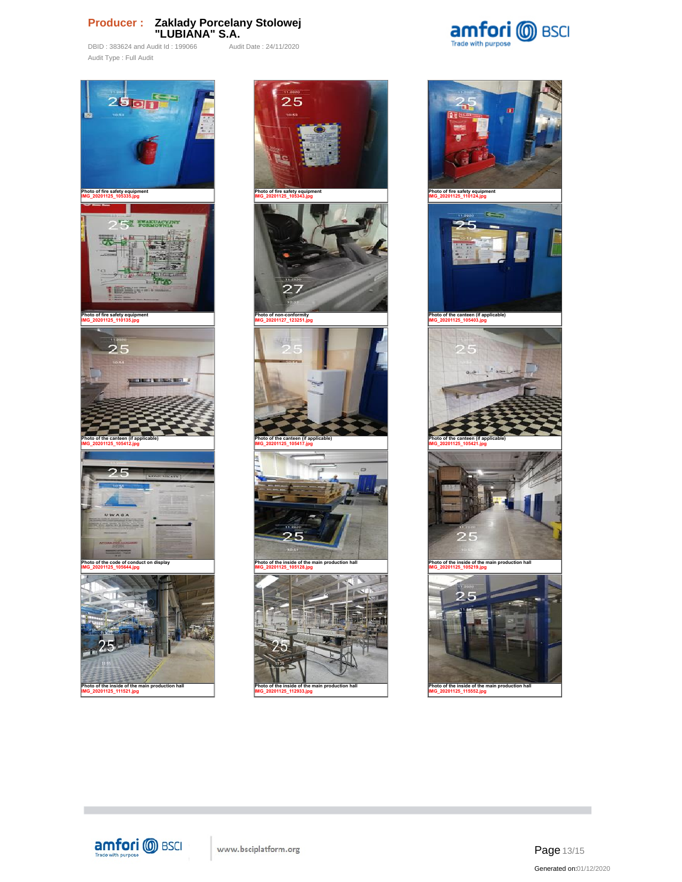Photo of fire safety equipment
IMG_20201125_105335.jpg

Photo of fire safety equipment
IMG_20201125_105343.jpg

Photo of fire safety equipment
IMG_20201125_110124.jpg

Photo of fire safety equipment
IMG_20201125_110135.jpg

Photo of non-conformity
IMG_20201127_123251.jpg

Photo of the canteen (if applicable)
IMG_20201125_105403.jpg

Photo of the canteen (if applicable)
IMG_20201125_105412.jpg

Photo of the canteen (if applicable)
IMG_20201125_105417.jpg

Photo of the canteen (if applicable)
IMG_20201125_105421.jpg

Photo of the code of conduct on display
IMG_20201125_105644.jpg

Photo of the inside of the main production hall
IMG_20201125_105128.jpg

Photo of the inside of the main production hall
IMG_20201125_105219.jpg

Photo of the inside of the main production hall
IMG_20201125_111521.jpg

Photo of the inside of the main production hall
IMG_20201125_112933.jpg

Photo of the inside of the main production hall
IMG_20201125_115552.jpg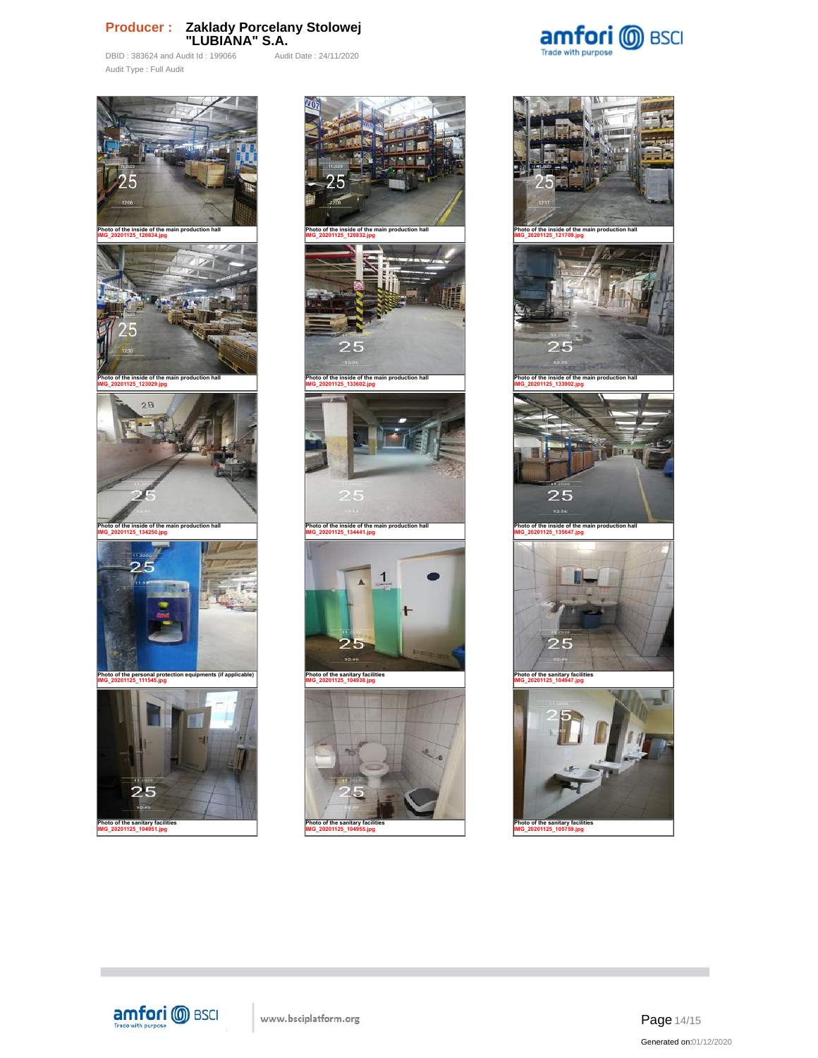**Producer :** **Zaklady Porcelany Stolowej "LUBIANA" S.A.**

DBID : 383624 and Audit Id : 199066 Audit Date : 24/11/2020

Audit Type : Full Audit

Photo of the inside of the main production hall
IMG_20201125_120634.jpg

Photo of the inside of the main production hall
IMG_20201125_120832.jpg

Photo of the inside of the main production hall
IMG_20201125_121709.jpg

Photo of the inside of the main production hall
IMG_20201125_123029.jpg

Photo of the inside of the main production hall
IMG_20201125_133602.jpg

Photo of the inside of the main production hall
IMG_20201125_133902.jpg

Photo of the inside of the main production hall
IMG_20201125_134250.jpg

Photo of the inside of the main production hall
IMG_20201125_134441.jpg

Photo of the inside of the main production hall
IMG_20201125_135647.jpg

Photo of the personal protection equipments (if applicable)
IMG_20201125_111545.jpg

Photo of the sanitary facilities
IMG_20201125_104938.jpg

Photo of the sanitary facilities
IMG_20201125_104947.jpg

Photo of the sanitary facilities
IMG_20201125_104951.jpg

Photo of the sanitary facilities
IMG_20201125_104955.jpg

Photo of the sanitary facilities
IMG_20201125_105759.jpg

www.bsciplatform.org

Generated on:01/12/2020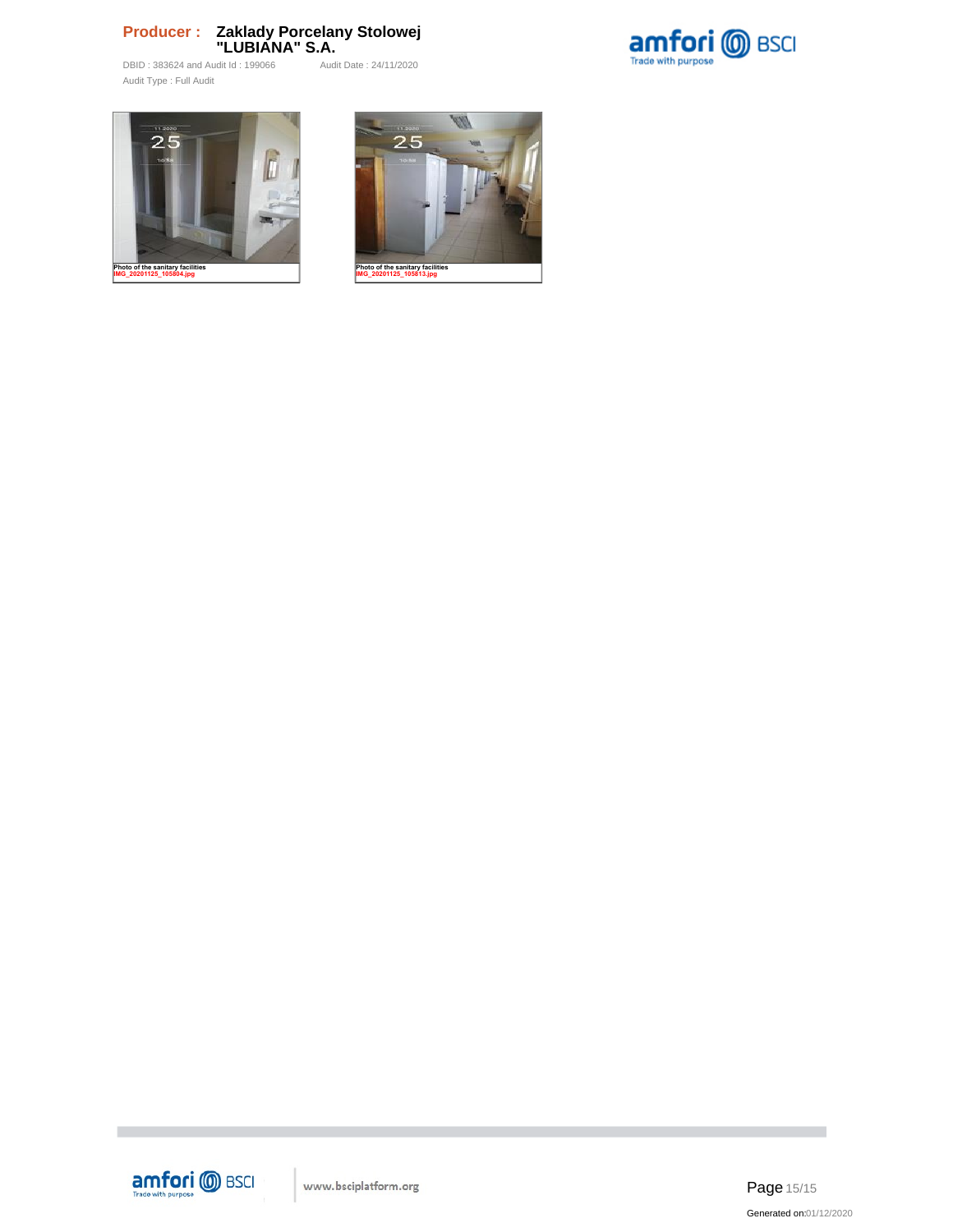Photo of the sanitary facilities
IMG_20201125_105804.jpg

Photo of the sanitary facilities
IMG_20201125_105813.jpg